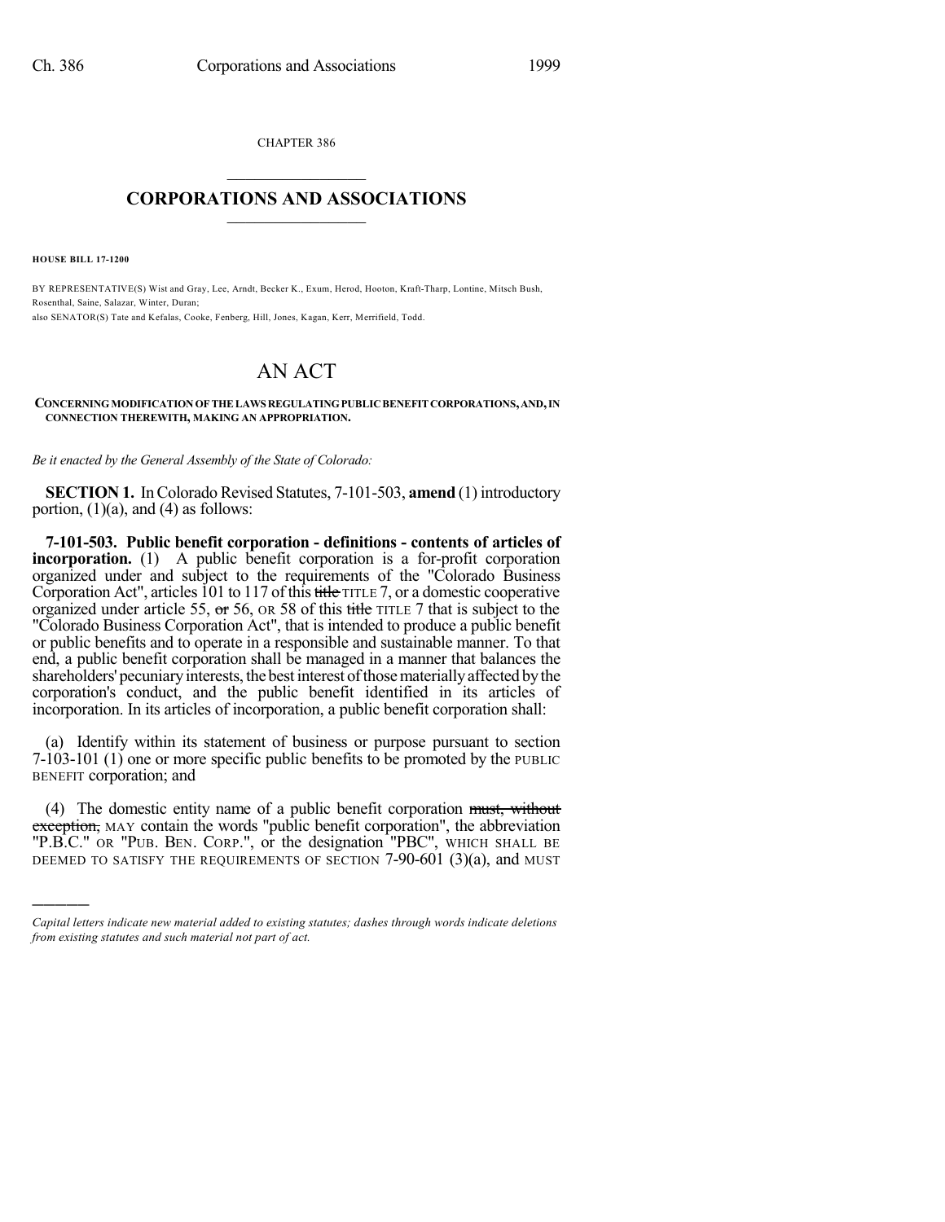CHAPTER 386

# CORPORATIONS AND ASSOCIATIONS

**HOUSE BILL 17-1200**

BY REPRESENTATIVE(S) Wist and Gray, Lee, Arndt, Becker K., Exum, Herod, Hooton, Kraft-Tharp, Lontine, Mitsch Bush, Rosenthal, Saine, Salazar, Winter, Duran;
also SENATOR(S) Tate and Kefalas, Cooke, Fenberg, Hill, Jones, Kagan, Kerr, Merrifield, Todd.

# AN ACT

**CONCERNING MODIFICATION OF THE LAWS REGULATING PUBLIC BENEFIT CORPORATIONS, AND, IN CONNECTION THEREWITH, MAKING AN APPROPRIATION.**

*Be it enacted by the General Assembly of the State of Colorado:*

**SECTION 1.** In Colorado Revised Statutes, 7-101-503, **amend** (1) introductory portion, (1)(a), and (4) as follows:

**7-101-503. Public benefit corporation - definitions - contents of articles of incorporation.** (1) A public benefit corporation is a for-profit corporation organized under and subject to the requirements of the "Colorado Business Corporation Act", articles 101 to 117 of this ~~title~~ TITLE 7, or a domestic cooperative organized under article 55, ~~or~~ 56, OR 58 of this ~~title~~ TITLE 7 that is subject to the "Colorado Business Corporation Act", that is intended to produce a public benefit or public benefits and to operate in a responsible and sustainable manner. To that end, a public benefit corporation shall be managed in a manner that balances the shareholders' pecuniary interests, the best interest of those materially affected by the corporation's conduct, and the public benefit identified in its articles of incorporation. In its articles of incorporation, a public benefit corporation shall:

(a) Identify within its statement of business or purpose pursuant to section 7-103-101 (1) one or more specific public benefits to be promoted by the PUBLIC BENEFIT corporation; and

(4) The domestic entity name of a public benefit corporation ~~must, without exception,~~ MAY contain the words "public benefit corporation", the abbreviation "P.B.C." OR "PUB. BEN. CORP.", or the designation "PBC", WHICH SHALL BE DEEMED TO SATISFY THE REQUIREMENTS OF SECTION 7-90-601 (3)(a), and MUST

*Capital letters indicate new material added to existing statutes; dashes through words indicate deletions from existing statutes and such material not part of act.*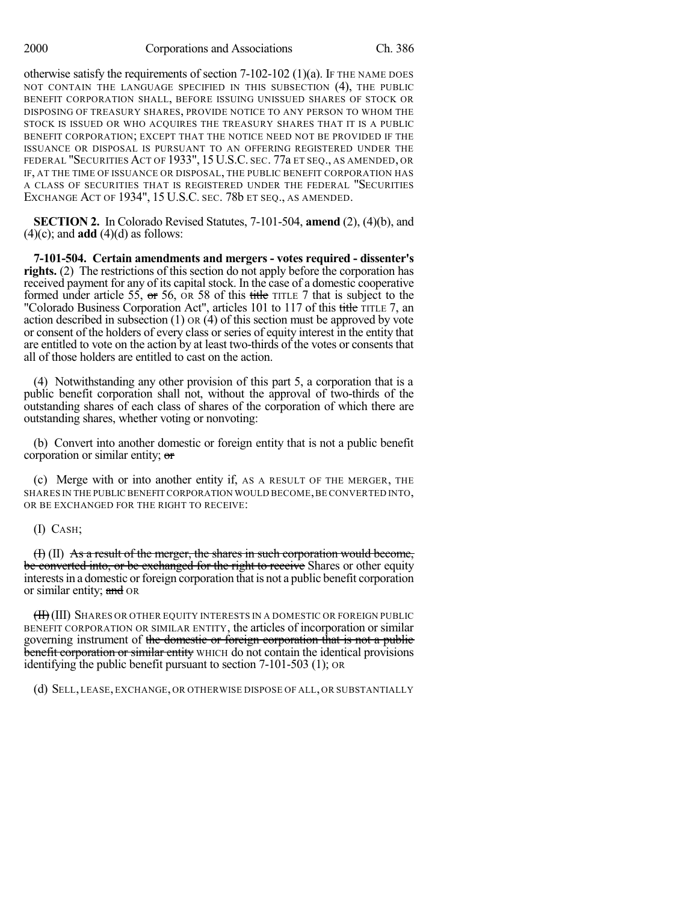otherwise satisfy the requirements of section 7-102-102 (1)(a). IF THE NAME DOES NOT CONTAIN THE LANGUAGE SPECIFIED IN THIS SUBSECTION (4), THE PUBLIC BENEFIT CORPORATION SHALL, BEFORE ISSUING UNISSUED SHARES OF STOCK OR DISPOSING OF TREASURY SHARES, PROVIDE NOTICE TO ANY PERSON TO WHOM THE STOCK IS ISSUED OR WHO ACQUIRES THE TREASURY SHARES THAT IT IS A PUBLIC BENEFIT CORPORATION; EXCEPT THAT THE NOTICE NEED NOT BE PROVIDED IF THE ISSUANCE OR DISPOSAL IS PURSUANT TO AN OFFERING REGISTERED UNDER THE FEDERAL "SECURITIES ACT OF 1933", 15 U.S.C. SEC. 77a ET SEQ., AS AMENDED, OR IF, AT THE TIME OF ISSUANCE OR DISPOSAL, THE PUBLIC BENEFIT CORPORATION HAS A CLASS OF SECURITIES THAT IS REGISTERED UNDER THE FEDERAL "SECURITIES EXCHANGE ACT OF 1934", 15 U.S.C. SEC. 78b ET SEQ., AS AMENDED.

**SECTION 2.** In Colorado Revised Statutes, 7-101-504, **amend** (2), (4)(b), and (4)(c); and **add** (4)(d) as follows:

**7-101-504. Certain amendments and mergers - votes required - dissenter's rights.** (2) The restrictions of this section do not apply before the corporation has received payment for any of its capital stock. In the case of a domestic cooperative formed under article 55, ~~or~~ 56, OR 58 of this ~~title~~ TITLE 7 that is subject to the "Colorado Business Corporation Act", articles 101 to 117 of this ~~title~~ TITLE 7, an action described in subsection (1) OR (4) of this section must be approved by vote or consent of the holders of every class or series of equity interest in the entity that are entitled to vote on the action by at least two-thirds of the votes or consents that all of those holders are entitled to cast on the action.

(4) Notwithstanding any other provision of this part 5, a corporation that is a public benefit corporation shall not, without the approval of two-thirds of the outstanding shares of each class of shares of the corporation of which there are outstanding shares, whether voting or nonvoting:

(b) Convert into another domestic or foreign entity that is not a public benefit corporation or similar entity; ~~or~~

(c) Merge with or into another entity if, AS A RESULT OF THE MERGER, THE SHARES IN THE PUBLIC BENEFIT CORPORATION WOULD BECOME, BE CONVERTED INTO, OR BE EXCHANGED FOR THE RIGHT TO RECEIVE:

(I) CASH;

~~(I)~~ (II) ~~As a result of the merger, the shares in such corporation would become, be converted into, or be exchanged for the right to receive~~ Shares or other equity interests in a domestic or foreign corporation that is not a public benefit corporation or similar entity; ~~and~~ OR

~~(II)~~ (III) SHARES OR OTHER EQUITY INTERESTS IN A DOMESTIC OR FOREIGN PUBLIC BENEFIT CORPORATION OR SIMILAR ENTITY, the articles of incorporation or similar governing instrument of ~~the domestic or foreign corporation that is not a public benefit corporation or similar entity~~ WHICH do not contain the identical provisions identifying the public benefit pursuant to section 7-101-503 (1); OR

(d) SELL, LEASE, EXCHANGE, OR OTHERWISE DISPOSE OF ALL, OR SUBSTANTIALLY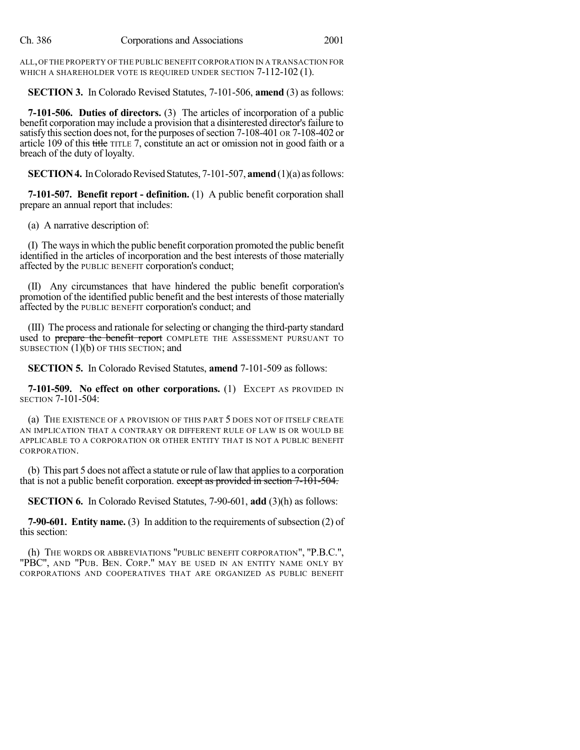ALL, OF THE PROPERTY OF THE PUBLIC BENEFIT CORPORATION IN A TRANSACTION FOR WHICH A SHAREHOLDER VOTE IS REQUIRED UNDER SECTION 7-112-102 (1).

**SECTION 3.** In Colorado Revised Statutes, 7-101-506, **amend** (3) as follows:

**7-101-506. Duties of directors.** (3) The articles of incorporation of a public benefit corporation may include a provision that a disinterested director's failure to satisfy this section does not, for the purposes of section 7-108-401 OR 7-108-402 or article 109 of this ~~title~~ TITLE 7, constitute an act or omission not in good faith or a breach of the duty of loyalty.

**SECTION 4.** In Colorado Revised Statutes, 7-101-507, **amend** (1)(a) as follows:

**7-101-507. Benefit report - definition.** (1) A public benefit corporation shall prepare an annual report that includes:

(a) A narrative description of:

(I) The ways in which the public benefit corporation promoted the public benefit identified in the articles of incorporation and the best interests of those materially affected by the PUBLIC BENEFIT corporation's conduct;

(II) Any circumstances that have hindered the public benefit corporation's promotion of the identified public benefit and the best interests of those materially affected by the PUBLIC BENEFIT corporation's conduct; and

(III) The process and rationale for selecting or changing the third-party standard used to ~~prepare the benefit report~~ COMPLETE THE ASSESSMENT PURSUANT TO SUBSECTION (1)(b) OF THIS SECTION; and

**SECTION 5.** In Colorado Revised Statutes, **amend** 7-101-509 as follows:

**7-101-509. No effect on other corporations.** (1) EXCEPT AS PROVIDED IN SECTION 7-101-504:

(a) THE EXISTENCE OF A PROVISION OF THIS PART 5 DOES NOT OF ITSELF CREATE AN IMPLICATION THAT A CONTRARY OR DIFFERENT RULE OF LAW IS OR WOULD BE APPLICABLE TO A CORPORATION OR OTHER ENTITY THAT IS NOT A PUBLIC BENEFIT CORPORATION.

(b) This part 5 does not affect a statute or rule of law that applies to a corporation that is not a public benefit corporation. ~~except as provided in section 7-101-504.~~

**SECTION 6.** In Colorado Revised Statutes, 7-90-601, **add** (3)(h) as follows:

**7-90-601. Entity name.** (3) In addition to the requirements of subsection (2) of this section:

(h) THE WORDS OR ABBREVIATIONS "PUBLIC BENEFIT CORPORATION", "P.B.C.", "PBC", AND "PUB. BEN. CORP." MAY BE USED IN AN ENTITY NAME ONLY BY CORPORATIONS AND COOPERATIVES THAT ARE ORGANIZED AS PUBLIC BENEFIT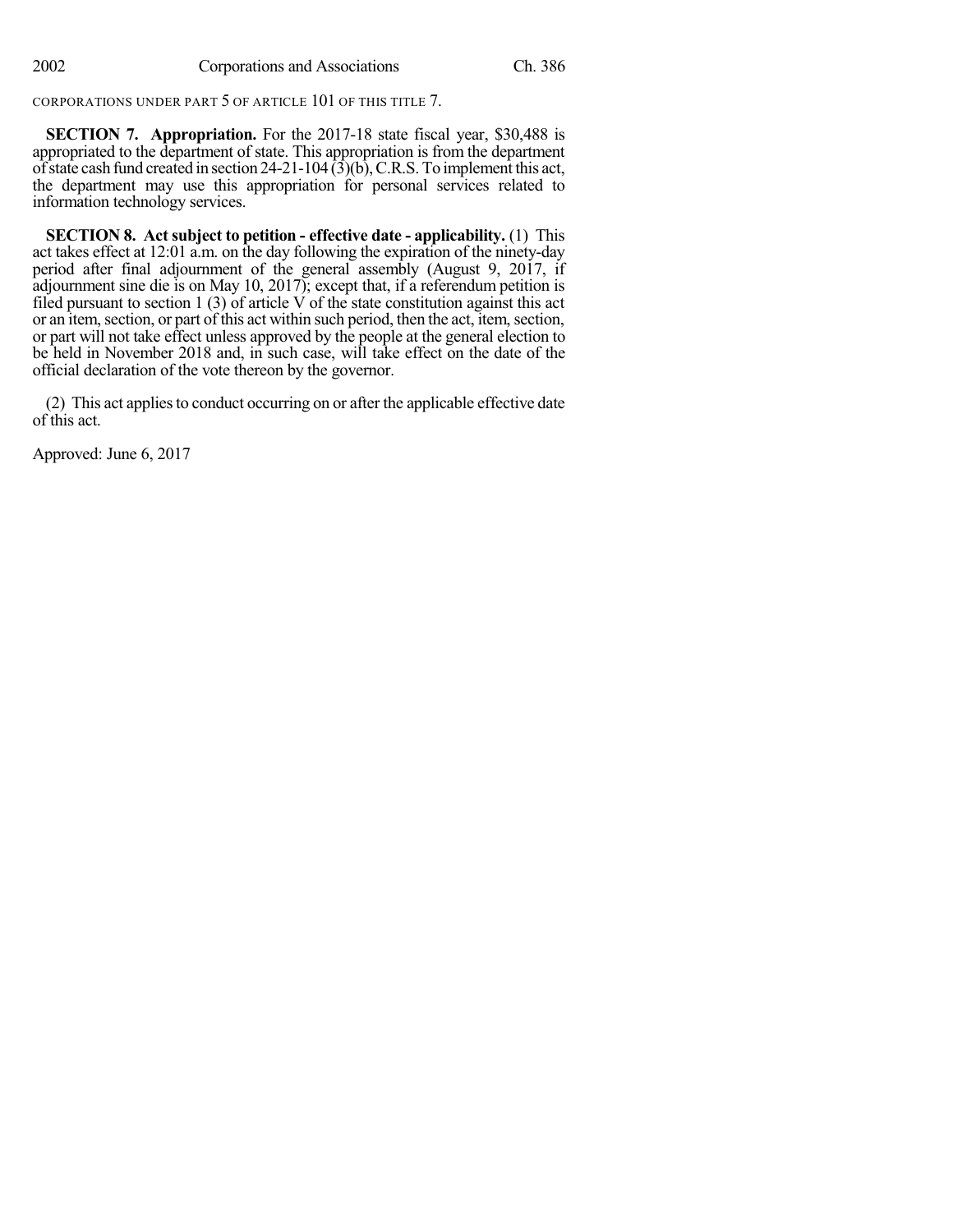CORPORATIONS UNDER PART 5 OF ARTICLE 101 OF THIS TITLE 7.

**SECTION 7. Appropriation.** For the 2017-18 state fiscal year, $30,488 is appropriated to the department of state. This appropriation is from the department of state cash fund created in section 24-21-104 (3)(b), C.R.S. To implement this act, the department may use this appropriation for personal services related to information technology services.

**SECTION 8. Act subject to petition - effective date - applicability.** (1) This act takes effect at 12:01 a.m. on the day following the expiration of the ninety-day period after final adjournment of the general assembly (August 9, 2017, if adjournment sine die is on May 10, 2017); except that, if a referendum petition is filed pursuant to section 1 (3) of article V of the state constitution against this act or an item, section, or part of this act within such period, then the act, item, section, or part will not take effect unless approved by the people at the general election to be held in November 2018 and, in such case, will take effect on the date of the official declaration of the vote thereon by the governor.

(2) This act applies to conduct occurring on or after the applicable effective date of this act.

Approved: June 6, 2017